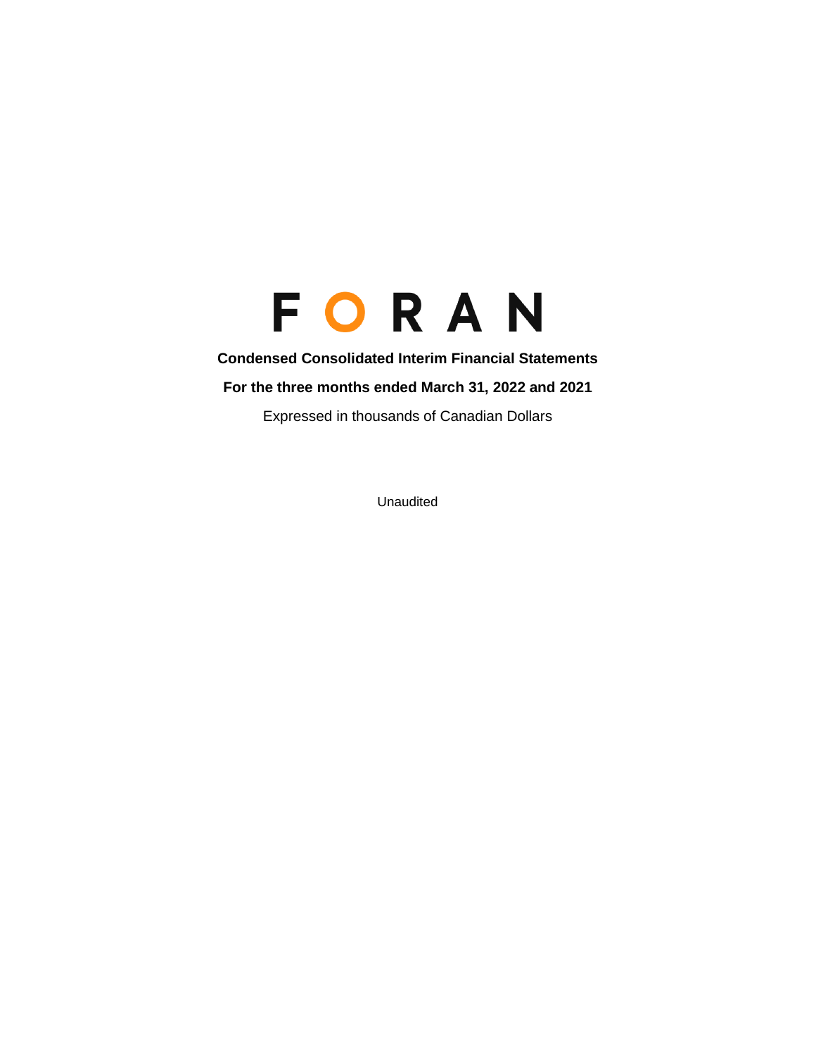# FORAN

**Condensed Consolidated Interim Financial Statements**

**For the three months ended March 31, 2022 and 2021**

Expressed in thousands of Canadian Dollars

Unaudited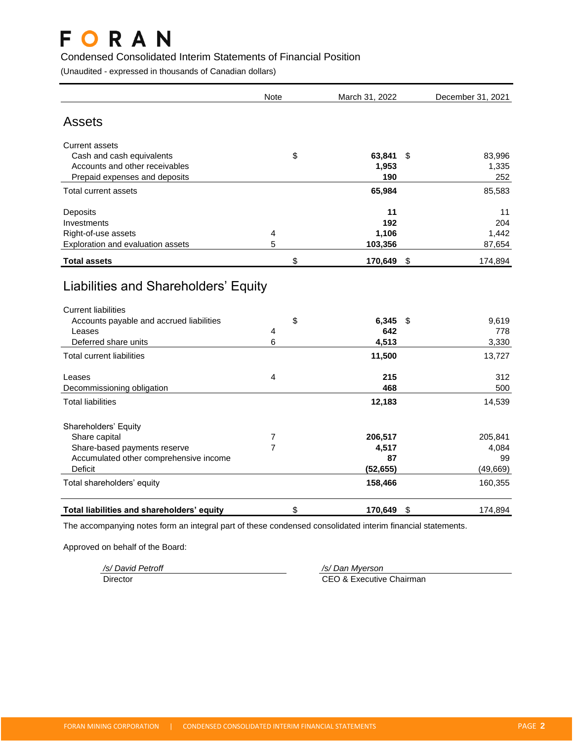# FORAN

## Condensed Consolidated Interim Statements of Financial Position

(Unaudited - expressed in thousands of Canadian dollars)

| | Note | March 31, 2022 | December 31, 2021 |
|---|---|---|---|
| **Assets** | | | |
| Current assets | | | |
| Cash and cash equivalents | | $ **63,841** | $ 83,996 |
| Accounts and other receivables | | **1,953** | 1,335 |
| Prepaid expenses and deposits | | **190** | 252 |
| Total current assets | | **65,984** | 85,583 |
| Deposits | | **11** | 11 |
| Investments | | **192** | 204 |
| Right-of-use assets | 4 | **1,106** | 1,442 |
| Exploration and evaluation assets | 5 | **103,356** | 87,654 |
| **Total assets** | | $ **170,649** | $ 174,894 |
| **Liabilities and Shareholders' Equity** | | | |
| Current liabilities | | | |
| Accounts payable and accrued liabilities | | $ **6,345** | $ 9,619 |
| Leases | 4 | **642** | 778 |
| Deferred share units | 6 | **4,513** | 3,330 |
| Total current liabilities | | **11,500** | 13,727 |
| Leases | 4 | **215** | 312 |
| Decommissioning obligation | | **468** | 500 |
| Total liabilities | | **12,183** | 14,539 |
| Shareholders' Equity | | | |
| Share capital | 7 | **206,517** | 205,841 |
| Share-based payments reserve | 7 | **4,517** | 4,084 |
| Accumulated other comprehensive income | | **87** | 99 |
| Deficit | | **(52,655)** | (49,669) |
| Total shareholders' equity | | **158,466** | 160,355 |
| **Total liabilities and shareholders' equity** | | $ **170,649** | $ 174,894 |

The accompanying notes form an integral part of these condensed consolidated interim financial statements.

Approved on behalf of the Board:

*/s/ David Petroff*
Director

*/s/ Dan Myerson*
CEO & Executive Chairman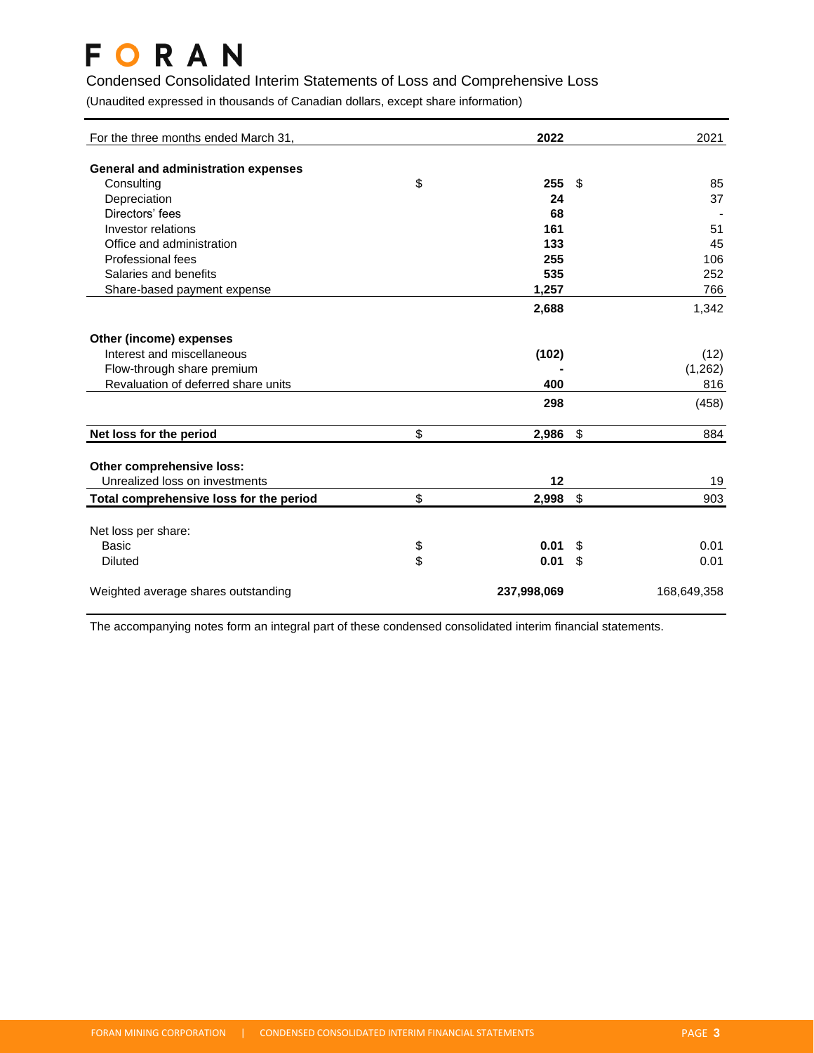# FORAN

## Condensed Consolidated Interim Statements of Loss and Comprehensive Loss

(Unaudited expressed in thousands of Canadian dollars, except share information)

| For the three months ended March 31, | | 2022 | | 2021 |
|---|---|---|---|---|
| **General and administration expenses** | | | | |
| Consulting | $ | **255** | $ | 85 |
| Depreciation | | **24** | | 37 |
| Directors' fees | | **68** | | - |
| Investor relations | | **161** | | 51 |
| Office and administration | | **133** | | 45 |
| Professional fees | | **255** | | 106 |
| Salaries and benefits | | **535** | | 252 |
| Share-based payment expense | | **1,257** | | 766 |
| | | **2,688** | | 1,342 |
| **Other (income) expenses** | | | | |
| Interest and miscellaneous | | **(102)** | | (12) |
| Flow-through share premium | | **-** | | (1,262) |
| Revaluation of deferred share units | | **400** | | 816 |
| | | **298** | | (458) |
| **Net loss for the period** | $ | **2,986** | $ | 884 |
| **Other comprehensive loss:** | | | | |
| Unrealized loss on investments | | **12** | | 19 |
| **Total comprehensive loss for the period** | $ | **2,998** | $ | 903 |
| Net loss per share: | | | | |
| Basic | $ | **0.01** | $ | 0.01 |
| Diluted | $ | **0.01** | $ | 0.01 |
| Weighted average shares outstanding | | **237,998,069** | | 168,649,358 |

The accompanying notes form an integral part of these condensed consolidated interim financial statements.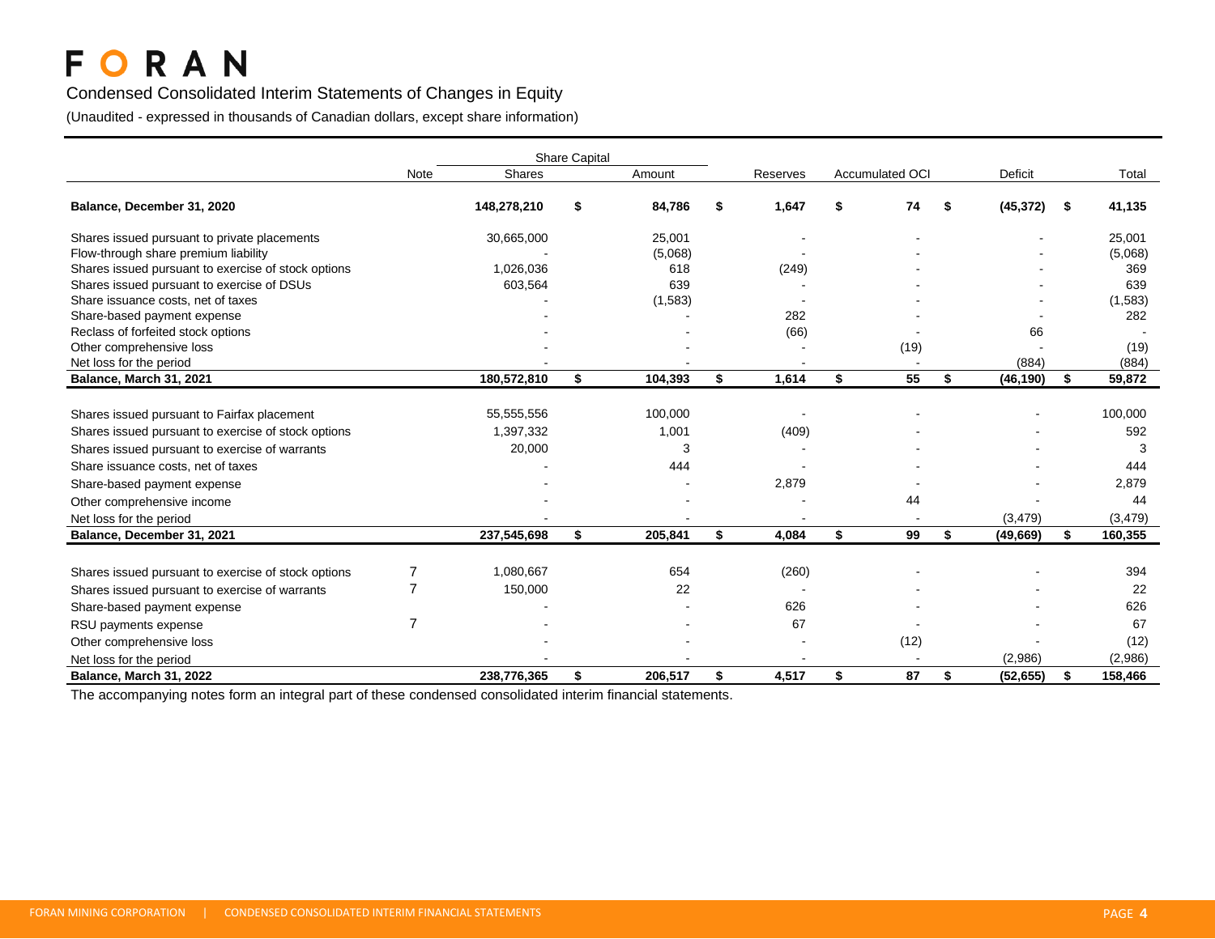# FORAN

Condensed Consolidated Interim Statements of Changes in Equity

(Unaudited - expressed in thousands of Canadian dollars, except share information)

| | Note | Share Capital | | | | | |
|---|---|---|---|---|---|---|---|
| | | Shares | Amount | Reserves | Accumulated OCI | Deficit | Total |
| **Balance, December 31, 2020** | | **148,278,210** | **$ 84,786** | **$ 1,647** | **$ 74** | **$ (45,372)** | **$ 41,135** |
| Shares issued pursuant to private placements | | 30,665,000 | 25,001 | - | - | - | 25,001 |
| Flow-through share premium liability | | - | (5,068) | - | - | - | (5,068) |
| Shares issued pursuant to exercise of stock options | | 1,026,036 | 618 | (249) | - | - | 369 |
| Shares issued pursuant to exercise of DSUs | | 603,564 | 639 | - | - | - | 639 |
| Share issuance costs, net of taxes | | - | (1,583) | - | - | - | (1,583) |
| Share-based payment expense | | - | - | 282 | - | - | 282 |
| Reclass of forfeited stock options | | - | - | (66) | - | 66 | - |
| Other comprehensive loss | | - | - | - | (19) | - | (19) |
| Net loss for the period | | - | - | - | - | (884) | (884) |
| **Balance, March 31, 2021** | | **180,572,810** | **$ 104,393** | **$ 1,614** | **$ 55** | **$ (46,190)** | **$ 59,872** |
| Shares issued pursuant to Fairfax placement | | 55,555,556 | 100,000 | - | - | - | 100,000 |
| Shares issued pursuant to exercise of stock options | | 1,397,332 | 1,001 | (409) | - | - | 592 |
| Shares issued pursuant to exercise of warrants | | 20,000 | 3 | - | - | - | 3 |
| Share issuance costs, net of taxes | | - | 444 | - | - | - | 444 |
| Share-based payment expense | | - | - | 2,879 | - | - | 2,879 |
| Other comprehensive income | | - | - | - | 44 | - | 44 |
| Net loss for the period | | - | - | - | - | (3,479) | (3,479) |
| **Balance, December 31, 2021** | | **237,545,698** | **$ 205,841** | **$ 4,084** | **$ 99** | **$ (49,669)** | **$ 160,355** |
| Shares issued pursuant to exercise of stock options | 7 | 1,080,667 | 654 | (260) | - | - | 394 |
| Shares issued pursuant to exercise of warrants | 7 | 150,000 | 22 | - | - | - | 22 |
| Share-based payment expense | | - | - | 626 | - | - | 626 |
| RSU payments expense | 7 | - | - | 67 | - | - | 67 |
| Other comprehensive loss | | - | - | - | (12) | - | (12) |
| Net loss for the period | | - | - | - | - | (2,986) | (2,986) |
| **Balance, March 31, 2022** | | **238,776,365** | **$ 206,517** | **$ 4,517** | **$ 87** | **$ (52,655)** | **$ 158,466** |

The accompanying notes form an integral part of these condensed consolidated interim financial statements.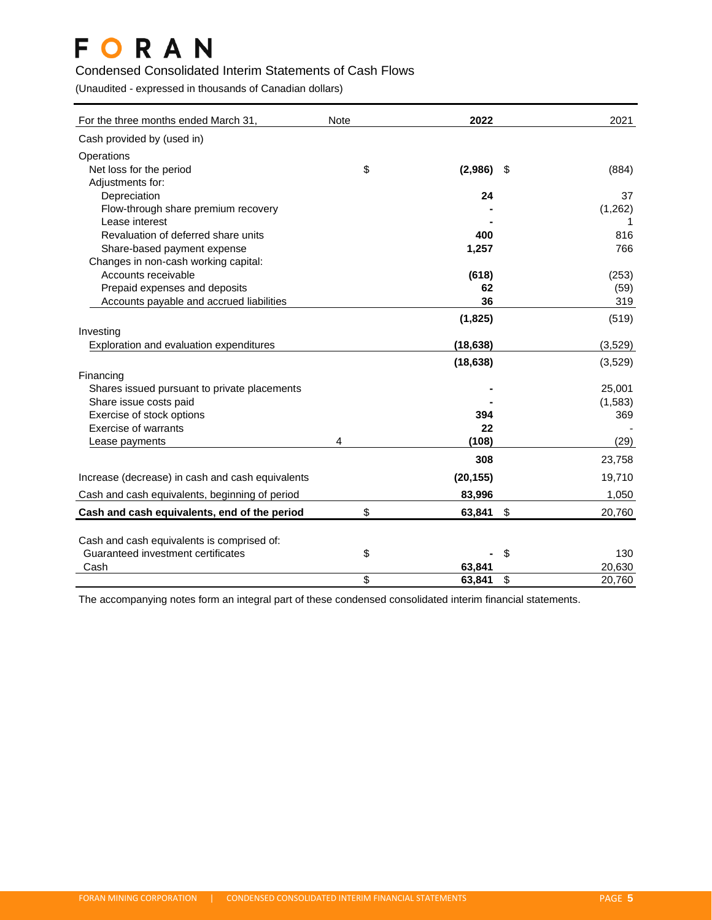# FORAN

## Condensed Consolidated Interim Statements of Cash Flows

(Unaudited - expressed in thousands of Canadian dollars)

| For the three months ended March 31, | Note | 2022 | 2021 |
|---|---|---|---|
| **Cash provided by (used in)** | | | |
| **Operations** | | | |
| Net loss for the period | | $ **(2,986)** | $ (884) |
| Adjustments for: | | | |
| Depreciation | | **24** | 37 |
| Flow-through share premium recovery | | **-** | (1,262) |
| Lease interest | | **-** | 1 |
| Revaluation of deferred share units | | **400** | 816 |
| Share-based payment expense | | **1,257** | 766 |
| Changes in non-cash working capital: | | | |
| Accounts receivable | | **(618)** | (253) |
| Prepaid expenses and deposits | | **62** | (59) |
| Accounts payable and accrued liabilities | | **36** | 319 |
| | | **(1,825)** | (519) |
| **Investing** | | | |
| Exploration and evaluation expenditures | | **(18,638)** | (3,529) |
| | | **(18,638)** | (3,529) |
| **Financing** | | | |
| Shares issued pursuant to private placements | | **-** | 25,001 |
| Share issue costs paid | | **-** | (1,583) |
| Exercise of stock options | | **394** | 369 |
| Exercise of warrants | | **22** | - |
| Lease payments | 4 | **(108)** | (29) |
| | | **308** | 23,758 |
| Increase (decrease) in cash and cash equivalents | | **(20,155)** | 19,710 |
| Cash and cash equivalents, beginning of period | | **83,996** | 1,050 |
| **Cash and cash equivalents, end of the period** | | $ **63,841** | $ 20,760 |
| | | | |
| Cash and cash equivalents is comprised of: | | | |
| Guaranteed investment certificates | | $ **-** | $ 130 |
| Cash | | **63,841** | 20,630 |
| | | $ **63,841** | $ 20,760 |

The accompanying notes form an integral part of these condensed consolidated interim financial statements.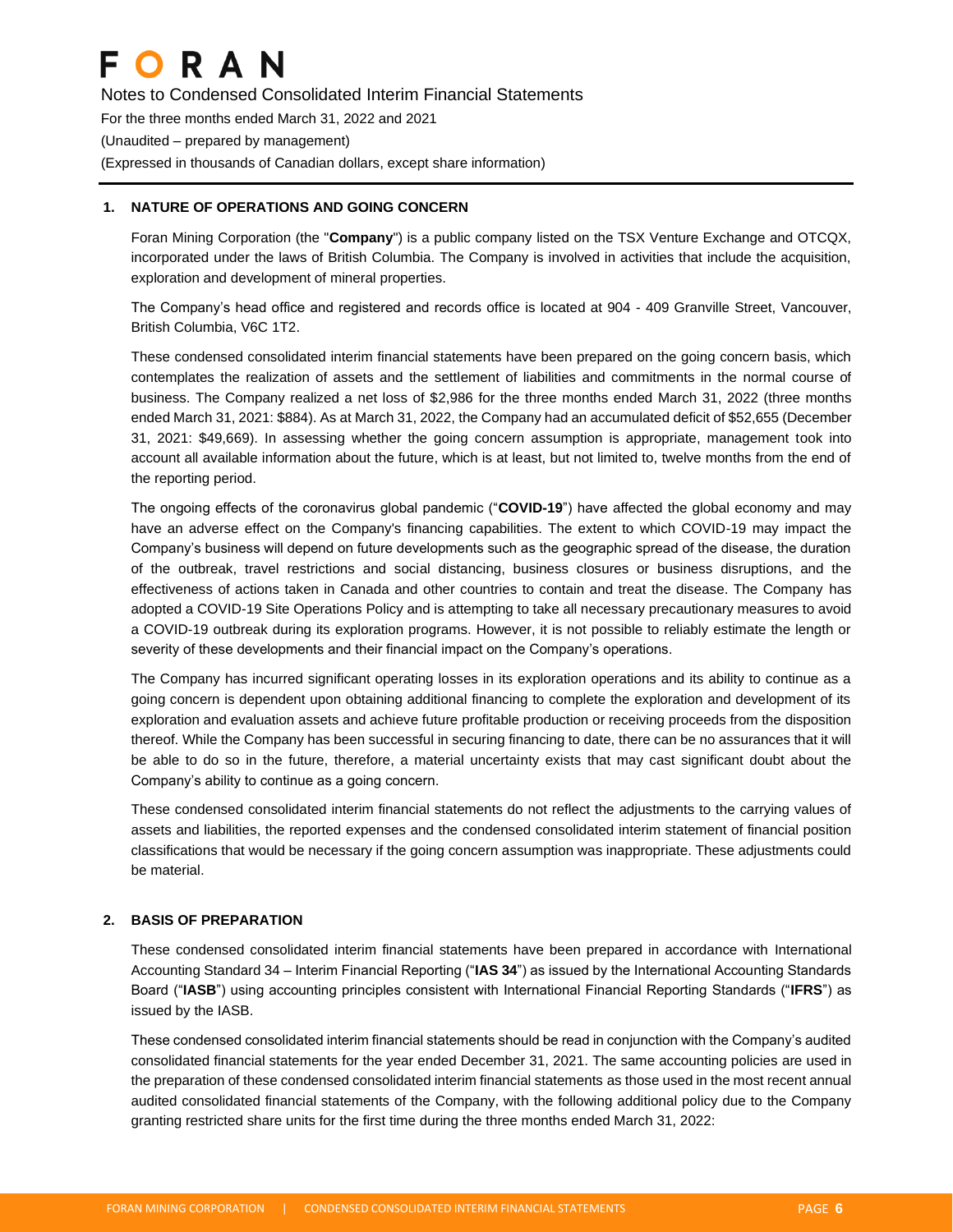## 1. NATURE OF OPERATIONS AND GOING CONCERN

Foran Mining Corporation (the "**Company**") is a public company listed on the TSX Venture Exchange and OTCQX, incorporated under the laws of British Columbia. The Company is involved in activities that include the acquisition, exploration and development of mineral properties.

The Company's head office and registered and records office is located at 904 - 409 Granville Street, Vancouver, British Columbia, V6C 1T2.

These condensed consolidated interim financial statements have been prepared on the going concern basis, which contemplates the realization of assets and the settlement of liabilities and commitments in the normal course of business. The Company realized a net loss of $2,986 for the three months ended March 31, 2022 (three months ended March 31, 2021: $884). As at March 31, 2022, the Company had an accumulated deficit of $52,655 (December 31, 2021: $49,669). In assessing whether the going concern assumption is appropriate, management took into account all available information about the future, which is at least, but not limited to, twelve months from the end of the reporting period.

The ongoing effects of the coronavirus global pandemic ("**COVID-19**") have affected the global economy and may have an adverse effect on the Company's financing capabilities. The extent to which COVID-19 may impact the Company's business will depend on future developments such as the geographic spread of the disease, the duration of the outbreak, travel restrictions and social distancing, business closures or business disruptions, and the effectiveness of actions taken in Canada and other countries to contain and treat the disease. The Company has adopted a COVID-19 Site Operations Policy and is attempting to take all necessary precautionary measures to avoid a COVID-19 outbreak during its exploration programs. However, it is not possible to reliably estimate the length or severity of these developments and their financial impact on the Company's operations.

The Company has incurred significant operating losses in its exploration operations and its ability to continue as a going concern is dependent upon obtaining additional financing to complete the exploration and development of its exploration and evaluation assets and achieve future profitable production or receiving proceeds from the disposition thereof. While the Company has been successful in securing financing to date, there can be no assurances that it will be able to do so in the future, therefore, a material uncertainty exists that may cast significant doubt about the Company's ability to continue as a going concern.

These condensed consolidated interim financial statements do not reflect the adjustments to the carrying values of assets and liabilities, the reported expenses and the condensed consolidated interim statement of financial position classifications that would be necessary if the going concern assumption was inappropriate. These adjustments could be material.

## 2. BASIS OF PREPARATION

These condensed consolidated interim financial statements have been prepared in accordance with International Accounting Standard 34 – Interim Financial Reporting ("**IAS 34**") as issued by the International Accounting Standards Board ("**IASB**") using accounting principles consistent with International Financial Reporting Standards ("**IFRS**") as issued by the IASB.

These condensed consolidated interim financial statements should be read in conjunction with the Company's audited consolidated financial statements for the year ended December 31, 2021. The same accounting policies are used in the preparation of these condensed consolidated interim financial statements as those used in the most recent annual audited consolidated financial statements of the Company, with the following additional policy due to the Company granting restricted share units for the first time during the three months ended March 31, 2022: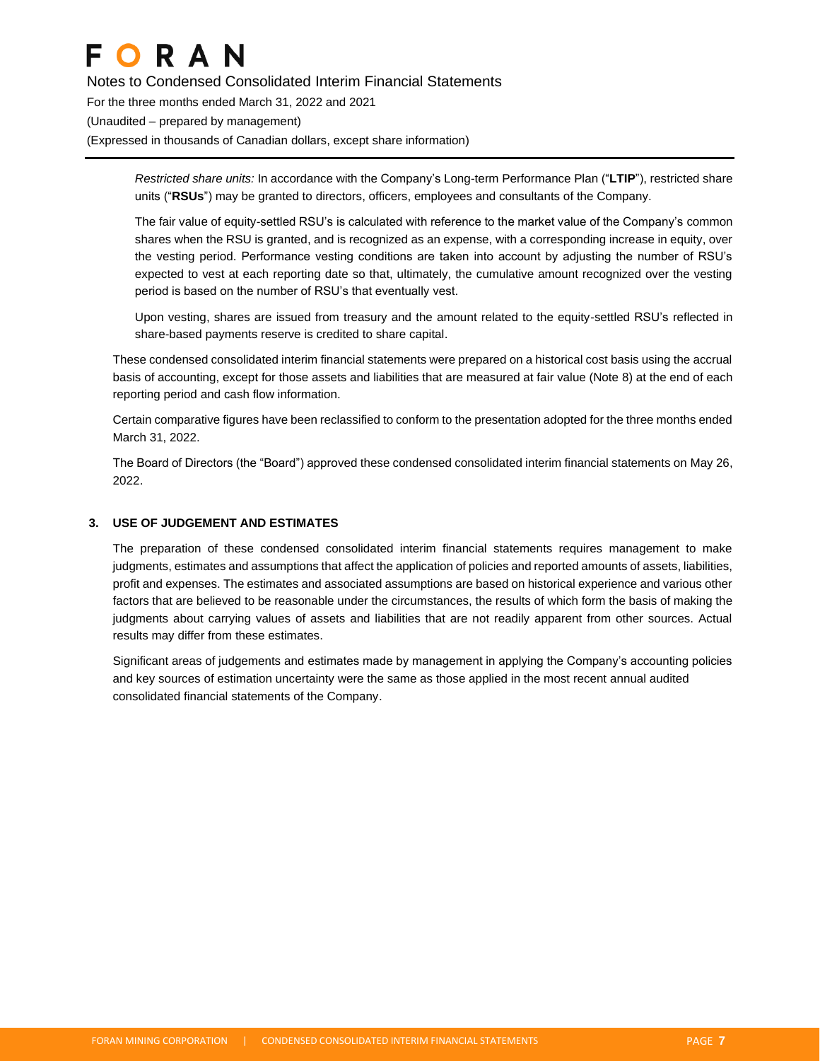*Restricted share units:* In accordance with the Company's Long-term Performance Plan ("**LTIP**"), restricted share units ("**RSUs**") may be granted to directors, officers, employees and consultants of the Company.

The fair value of equity-settled RSU's is calculated with reference to the market value of the Company's common shares when the RSU is granted, and is recognized as an expense, with a corresponding increase in equity, over the vesting period. Performance vesting conditions are taken into account by adjusting the number of RSU's expected to vest at each reporting date so that, ultimately, the cumulative amount recognized over the vesting period is based on the number of RSU's that eventually vest.

Upon vesting, shares are issued from treasury and the amount related to the equity-settled RSU's reflected in share-based payments reserve is credited to share capital.

These condensed consolidated interim financial statements were prepared on a historical cost basis using the accrual basis of accounting, except for those assets and liabilities that are measured at fair value (Note 8) at the end of each reporting period and cash flow information.

Certain comparative figures have been reclassified to conform to the presentation adopted for the three months ended March 31, 2022.

The Board of Directors (the "Board") approved these condensed consolidated interim financial statements on May 26, 2022.

## 3. USE OF JUDGEMENT AND ESTIMATES

The preparation of these condensed consolidated interim financial statements requires management to make judgments, estimates and assumptions that affect the application of policies and reported amounts of assets, liabilities, profit and expenses. The estimates and associated assumptions are based on historical experience and various other factors that are believed to be reasonable under the circumstances, the results of which form the basis of making the judgments about carrying values of assets and liabilities that are not readily apparent from other sources. Actual results may differ from these estimates.

Significant areas of judgements and estimates made by management in applying the Company's accounting policies and key sources of estimation uncertainty were the same as those applied in the most recent annual audited consolidated financial statements of the Company.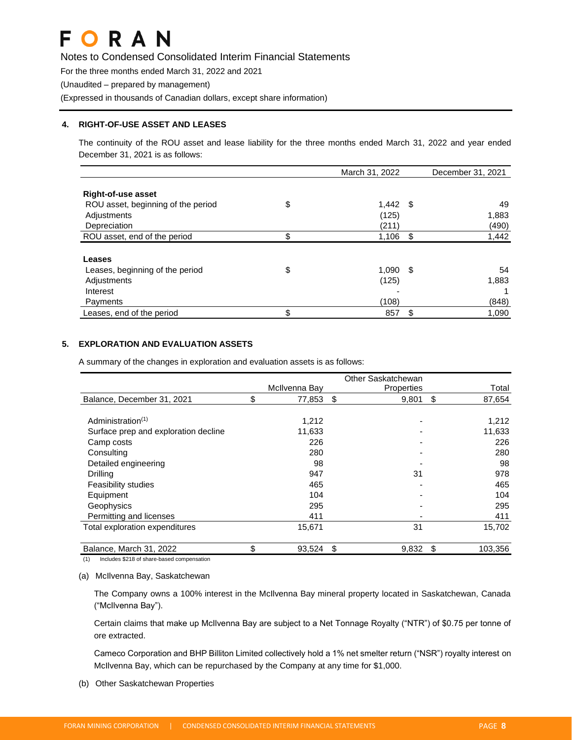## 4. RIGHT-OF-USE ASSET AND LEASES

The continuity of the ROU asset and lease liability for the three months ended March 31, 2022 and year ended December 31, 2021 is as follows:

| | | March 31, 2022 | | December 31, 2021 |
|---|---|---|---|---|
| **Right-of-use asset** | | | | |
| ROU asset, beginning of the period | $ | 1,442 | $ | 49 |
| Adjustments | | (125) | | 1,883 |
| Depreciation | | (211) | | (490) |
| ROU asset, end of the period | $ | 1,106 | $ | 1,442 |
| **Leases** | | | | |
| Leases, beginning of the period | $ | 1,090 | $ | 54 |
| Adjustments | | (125) | | 1,883 |
| Interest | | - | | 1 |
| Payments | | (108) | | (848) |
| Leases, end of the period | $ | 857 | $ | 1,090 |

## 5. EXPLORATION AND EVALUATION ASSETS

A summary of the changes in exploration and evaluation assets is as follows:

| | | McIlvenna Bay | | Other Saskatchewan Properties | | Total |
|---|---|---|---|---|---|---|
| Balance, December 31, 2021 | $ | 77,853 | $ | 9,801 | $ | 87,654 |
| Administration[1] | | 1,212 | | - | | 1,212 |
| Surface prep and exploration decline | | 11,633 | | - | | 11,633 |
| Camp costs | | 226 | | - | | 226 |
| Consulting | | 280 | | - | | 280 |
| Detailed engineering | | 98 | | - | | 98 |
| Drilling | | 947 | | 31 | | 978 |
| Feasibility studies | | 465 | | - | | 465 |
| Equipment | | 104 | | - | | 104 |
| Geophysics | | 295 | | - | | 295 |
| Permitting and licenses | | 411 | | - | | 411 |
| Total exploration expenditures | | 15,671 | | 31 | | 15,702 |
| Balance, March 31, 2022 | $ | 93,524 | $ | 9,832 | $ | 103,356 |

(1) Includes $218 of share-based compensation

(a) McIlvenna Bay, Saskatchewan

The Company owns a 100% interest in the McIlvenna Bay mineral property located in Saskatchewan, Canada ("McIlvenna Bay").

Certain claims that make up McIlvenna Bay are subject to a Net Tonnage Royalty ("NTR") of $0.75 per tonne of ore extracted.

Cameco Corporation and BHP Billiton Limited collectively hold a 1% net smelter return ("NSR") royalty interest on McIlvenna Bay, which can be repurchased by the Company at any time for $1,000.

(b) Other Saskatchewan Properties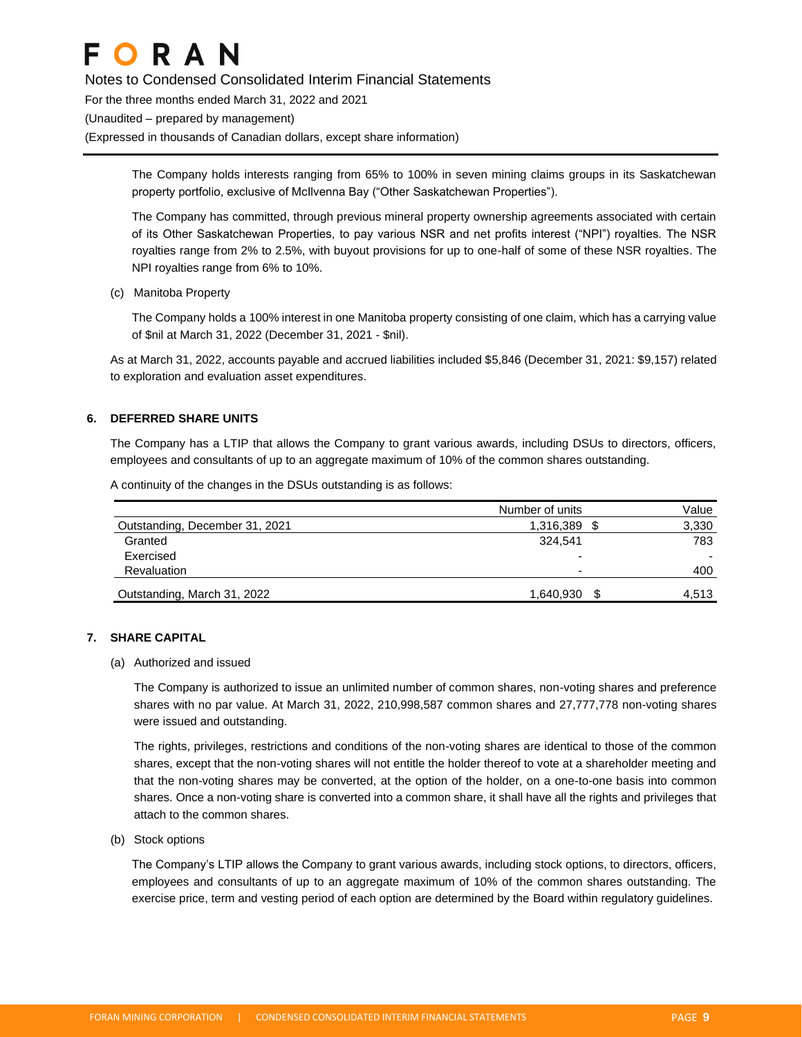The Company holds interests ranging from 65% to 100% in seven mining claims groups in its Saskatchewan property portfolio, exclusive of McIlvenna Bay (“Other Saskatchewan Properties”).

The Company has committed, through previous mineral property ownership agreements associated with certain of its Other Saskatchewan Properties, to pay various NSR and net profits interest (“NPI”) royalties. The NSR royalties range from 2% to 2.5%, with buyout provisions for up to one-half of some of these NSR royalties. The NPI royalties range from 6% to 10%.

(c) Manitoba Property

The Company holds a 100% interest in one Manitoba property consisting of one claim, which has a carrying value of $nil at March 31, 2022 (December 31, 2021 - $nil).

As at March 31, 2022, accounts payable and accrued liabilities included $5,846 (December 31, 2021: $9,157) related to exploration and evaluation asset expenditures.

## 6. DEFERRED SHARE UNITS

The Company has a LTIP that allows the Company to grant various awards, including DSUs to directors, officers, employees and consultants of up to an aggregate maximum of 10% of the common shares outstanding.

A continuity of the changes in the DSUs outstanding is as follows:

| | Number of units | Value |
|---|---|---|
| Outstanding, December 31, 2021 | 1,316,389 | $ 3,330 |
| Granted | 324,541 | 783 |
| Exercised | - | - |
| Revaluation | - | 400 |
| Outstanding, March 31, 2022 | 1,640,930 | $ 4,513 |

## 7. SHARE CAPITAL

(a) Authorized and issued

The Company is authorized to issue an unlimited number of common shares, non-voting shares and preference shares with no par value. At March 31, 2022, 210,998,587 common shares and 27,777,778 non-voting shares were issued and outstanding.

The rights, privileges, restrictions and conditions of the non-voting shares are identical to those of the common shares, except that the non-voting shares will not entitle the holder thereof to vote at a shareholder meeting and that the non-voting shares may be converted, at the option of the holder, on a one-to-one basis into common shares. Once a non-voting share is converted into a common share, it shall have all the rights and privileges that attach to the common shares.

(b) Stock options

The Company’s LTIP allows the Company to grant various awards, including stock options, to directors, officers, employees and consultants of up to an aggregate maximum of 10% of the common shares outstanding. The exercise price, term and vesting period of each option are determined by the Board within regulatory guidelines.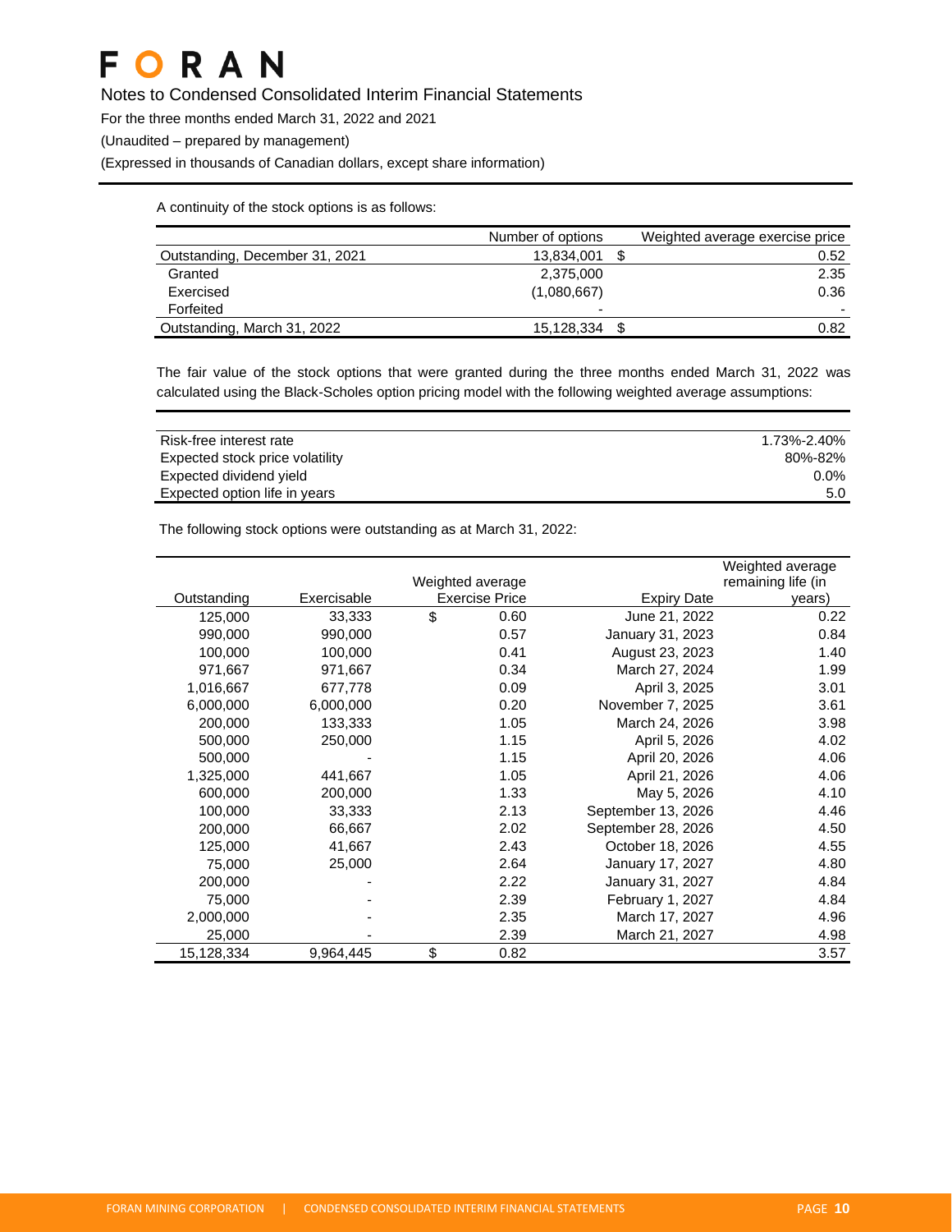A continuity of the stock options is as follows:

| | Number of options | Weighted average exercise price |
|---|---|---|
| Outstanding, December 31, 2021 | 13,834,001 | $ 0.52 |
| Granted | 2,375,000 | 2.35 |
| Exercised | (1,080,667) | 0.36 |
| Forfeited | - | - |
| Outstanding, March 31, 2022 | 15,128,334 | $ 0.82 |

The fair value of the stock options that were granted during the three months ended March 31, 2022 was calculated using the Black-Scholes option pricing model with the following weighted average assumptions:

| | |
|---|---|
| Risk-free interest rate | 1.73%-2.40% |
| Expected stock price volatility | 80%-82% |
| Expected dividend yield | 0.0% |
| Expected option life in years | 5.0 |

The following stock options were outstanding as at March 31, 2022:

| Outstanding | Exercisable | Weighted average Exercise Price | Expiry Date | Weighted average remaining life (in years) |
|---|---|---|---|---|
| 125,000 | 33,333 | $ 0.60 | June 21, 2022 | 0.22 |
| 990,000 | 990,000 | 0.57 | January 31, 2023 | 0.84 |
| 100,000 | 100,000 | 0.41 | August 23, 2023 | 1.40 |
| 971,667 | 971,667 | 0.34 | March 27, 2024 | 1.99 |
| 1,016,667 | 677,778 | 0.09 | April 3, 2025 | 3.01 |
| 6,000,000 | 6,000,000 | 0.20 | November 7, 2025 | 3.61 |
| 200,000 | 133,333 | 1.05 | March 24, 2026 | 3.98 |
| 500,000 | 250,000 | 1.15 | April 5, 2026 | 4.02 |
| 500,000 | - | 1.15 | April 20, 2026 | 4.06 |
| 1,325,000 | 441,667 | 1.05 | April 21, 2026 | 4.06 |
| 600,000 | 200,000 | 1.33 | May 5, 2026 | 4.10 |
| 100,000 | 33,333 | 2.13 | September 13, 2026 | 4.46 |
| 200,000 | 66,667 | 2.02 | September 28, 2026 | 4.50 |
| 125,000 | 41,667 | 2.43 | October 18, 2026 | 4.55 |
| 75,000 | 25,000 | 2.64 | January 17, 2027 | 4.80 |
| 200,000 | - | 2.22 | January 31, 2027 | 4.84 |
| 75,000 | - | 2.39 | February 1, 2027 | 4.84 |
| 2,000,000 | - | 2.35 | March 17, 2027 | 4.96 |
| 25,000 | - | 2.39 | March 21, 2027 | 4.98 |
| 15,128,334 | 9,964,445 | $ 0.82 | | 3.57 |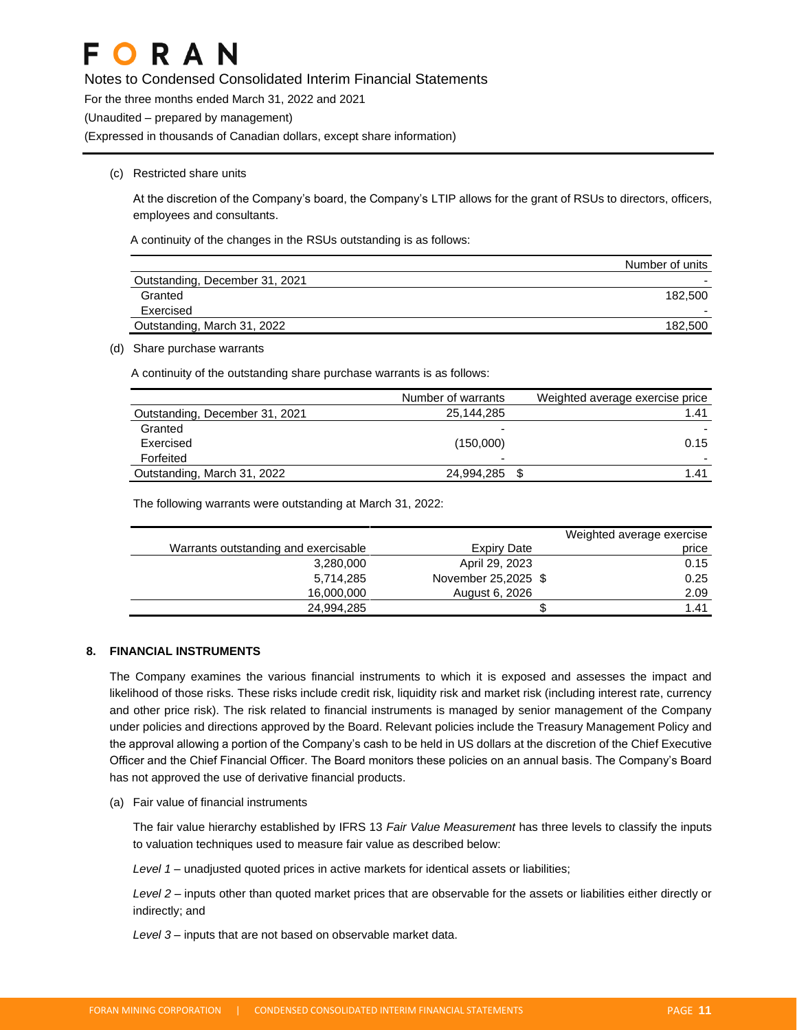(c) Restricted share units

At the discretion of the Company's board, the Company's LTIP allows for the grant of RSUs to directors, officers, employees and consultants.

A continuity of the changes in the RSUs outstanding is as follows:

| | Number of units |
|---|---|
| Outstanding, December 31, 2021 | - |
| Granted | 182,500 |
| Exercised | - |
| Outstanding, March 31, 2022 | 182,500 |

(d) Share purchase warrants

A continuity of the outstanding share purchase warrants is as follows:

| | Number of warrants | Weighted average exercise price |
|---|---|---|
| Outstanding, December 31, 2021 | 25,144,285 | 1.41 |
| Granted | - | - |
| Exercised | (150,000) | 0.15 |
| Forfeited | - | - |
| Outstanding, March 31, 2022 | 24,994,285 | $ 1.41 |

The following warrants were outstanding at March 31, 2022:

| Warrants outstanding and exercisable | Expiry Date | Weighted average exercise price |
|---|---|---|
| 3,280,000 | April 29, 2023 | 0.15 |
| 5,714,285 | November 25,2025 | $ 0.25 |
| 16,000,000 | August 6, 2026 | 2.09 |
| 24,994,285 | | $ 1.41 |

## 8. FINANCIAL INSTRUMENTS

The Company examines the various financial instruments to which it is exposed and assesses the impact and likelihood of those risks. These risks include credit risk, liquidity risk and market risk (including interest rate, currency and other price risk). The risk related to financial instruments is managed by senior management of the Company under policies and directions approved by the Board. Relevant policies include the Treasury Management Policy and the approval allowing a portion of the Company's cash to be held in US dollars at the discretion of the Chief Executive Officer and the Chief Financial Officer. The Board monitors these policies on an annual basis. The Company's Board has not approved the use of derivative financial products.

(a) Fair value of financial instruments

The fair value hierarchy established by IFRS 13 *Fair Value Measurement* has three levels to classify the inputs to valuation techniques used to measure fair value as described below:

*Level 1* – unadjusted quoted prices in active markets for identical assets or liabilities;

*Level 2* – inputs other than quoted market prices that are observable for the assets or liabilities either directly or indirectly; and

*Level 3* – inputs that are not based on observable market data.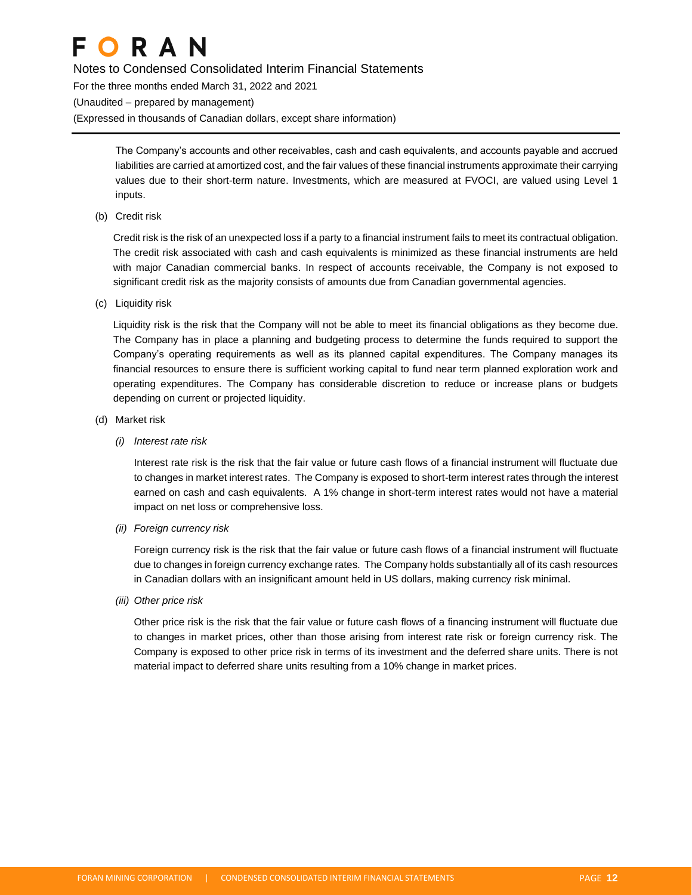The Company's accounts and other receivables, cash and cash equivalents, and accounts payable and accrued liabilities are carried at amortized cost, and the fair values of these financial instruments approximate their carrying values due to their short-term nature. Investments, which are measured at FVOCI, are valued using Level 1 inputs.

(b) Credit risk

Credit risk is the risk of an unexpected loss if a party to a financial instrument fails to meet its contractual obligation. The credit risk associated with cash and cash equivalents is minimized as these financial instruments are held with major Canadian commercial banks. In respect of accounts receivable, the Company is not exposed to significant credit risk as the majority consists of amounts due from Canadian governmental agencies.

(c) Liquidity risk

Liquidity risk is the risk that the Company will not be able to meet its financial obligations as they become due. The Company has in place a planning and budgeting process to determine the funds required to support the Company's operating requirements as well as its planned capital expenditures. The Company manages its financial resources to ensure there is sufficient working capital to fund near term planned exploration work and operating expenditures. The Company has considerable discretion to reduce or increase plans or budgets depending on current or projected liquidity.

(d) Market risk

*(i) Interest rate risk*

Interest rate risk is the risk that the fair value or future cash flows of a financial instrument will fluctuate due to changes in market interest rates. The Company is exposed to short-term interest rates through the interest earned on cash and cash equivalents. A 1% change in short-term interest rates would not have a material impact on net loss or comprehensive loss.

*(ii) Foreign currency risk*

Foreign currency risk is the risk that the fair value or future cash flows of a financial instrument will fluctuate due to changes in foreign currency exchange rates. The Company holds substantially all of its cash resources in Canadian dollars with an insignificant amount held in US dollars, making currency risk minimal.

*(iii) Other price risk*

Other price risk is the risk that the fair value or future cash flows of a financing instrument will fluctuate due to changes in market prices, other than those arising from interest rate risk or foreign currency risk. The Company is exposed to other price risk in terms of its investment and the deferred share units. There is not material impact to deferred share units resulting from a 10% change in market prices.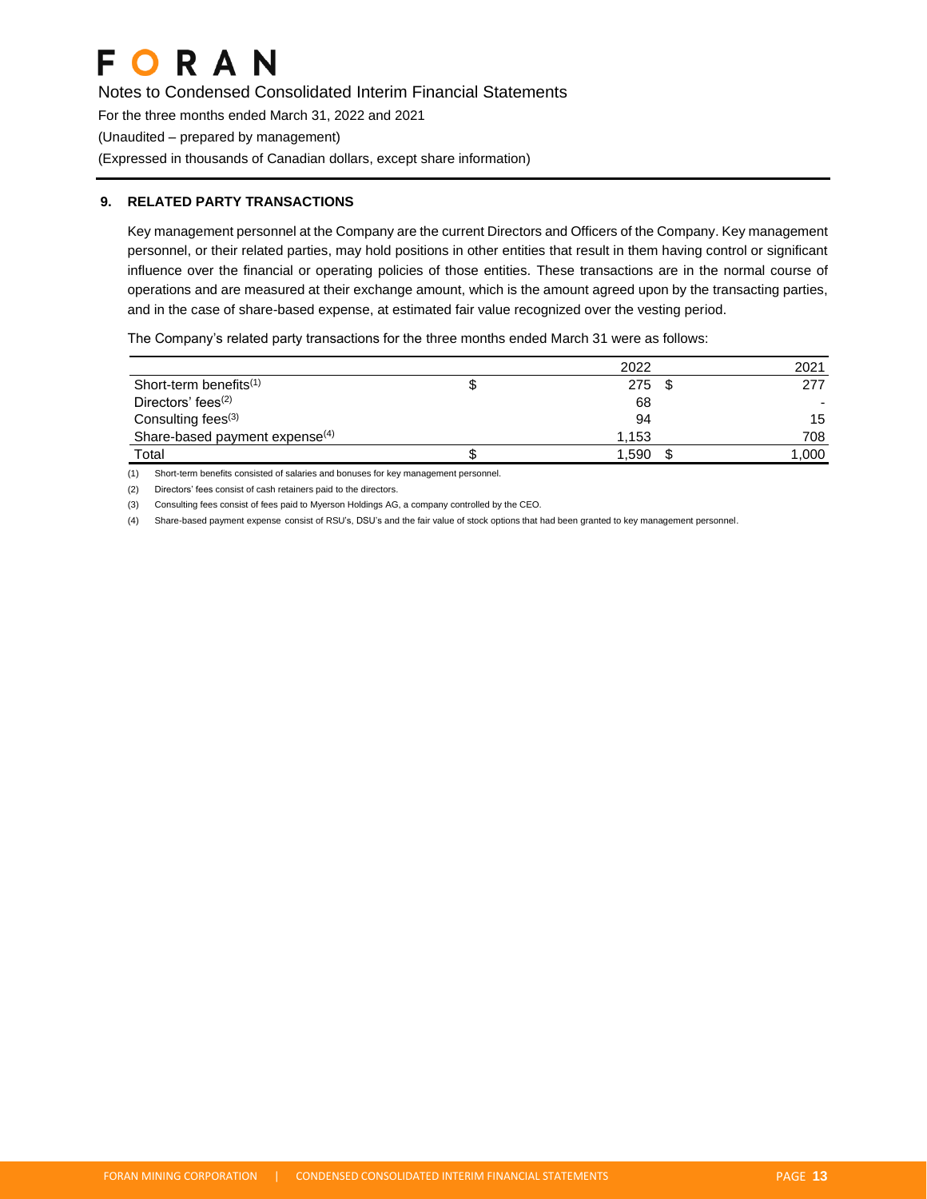## 9. RELATED PARTY TRANSACTIONS

Key management personnel at the Company are the current Directors and Officers of the Company. Key management personnel, or their related parties, may hold positions in other entities that result in them having control or significant influence over the financial or operating policies of those entities. These transactions are in the normal course of operations and are measured at their exchange amount, which is the amount agreed upon by the transacting parties, and in the case of share-based expense, at estimated fair value recognized over the vesting period.

The Company's related party transactions for the three months ended March 31 were as follows:

| | 2022 | 2021 |
|---|---|---|
| Short-term benefits[1] | $ 275 | $ 277 |
| Directors' fees[2] | 68 | - |
| Consulting fees[3] | 94 | 15 |
| Share-based payment expense[4] | 1,153 | 708 |
| Total | $ 1,590 | $ 1,000 |

(1) Short-term benefits consisted of salaries and bonuses for key management personnel.

(2) Directors' fees consist of cash retainers paid to the directors.

(3) Consulting fees consist of fees paid to Myerson Holdings AG, a company controlled by the CEO.

(4) Share-based payment expense consist of RSU's, DSU's and the fair value of stock options that had been granted to key management personnel.